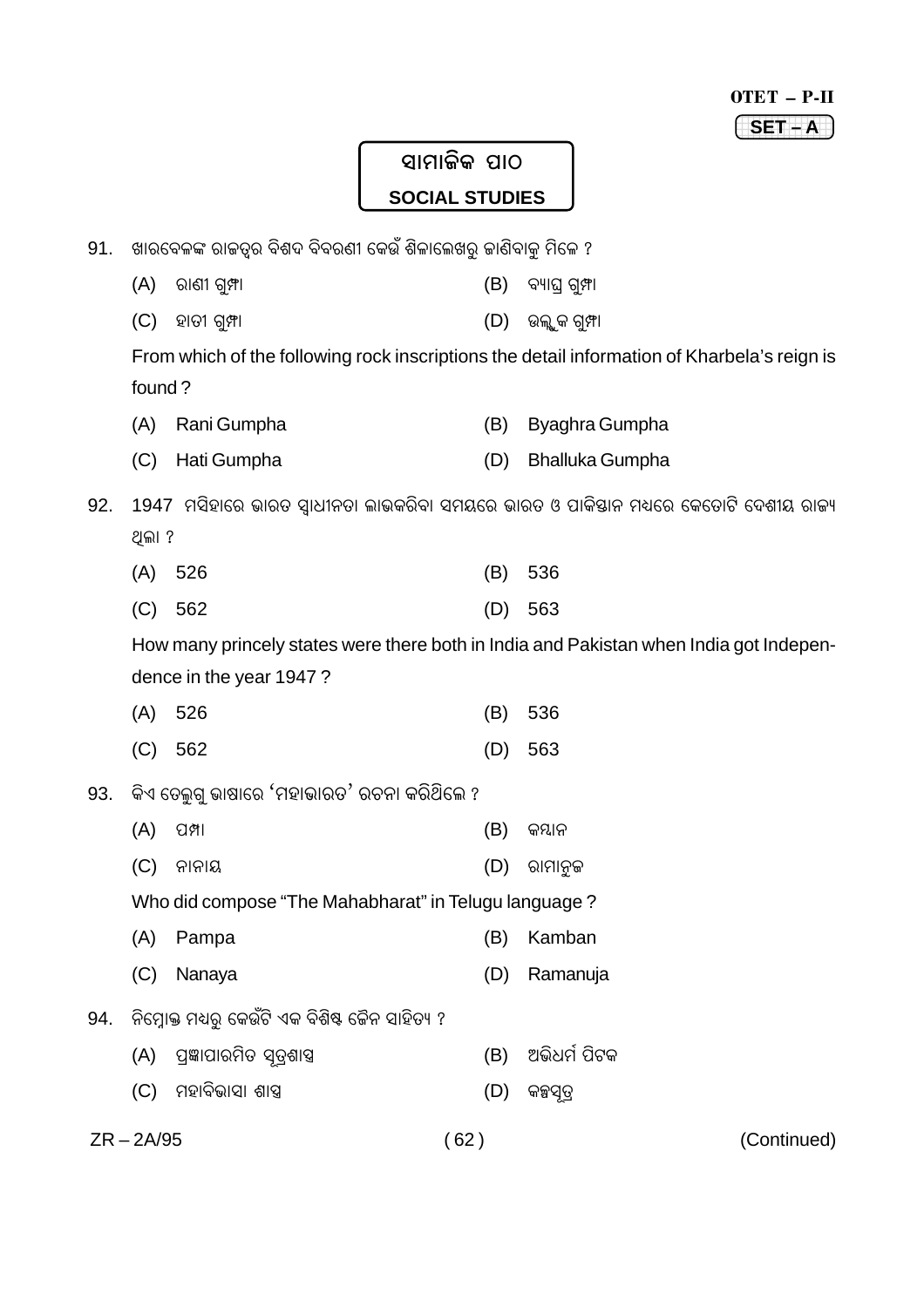OTET – P-II

SET – A

## ସାମାଜିକ ପାଠ
## SOCIAL STUDIES

91. ଖାରବେଳଙ୍କ ରାଜତ୍ୱର ବିଶଦ ବିବରଣୀ କେଉଁ ଶିଳାଲେଖରୁ ଜାଣିବାକୁ ମିଳେ ?

(A) ରାଣୀ ଗୁମ୍ଫା (B) ବ୍ୟାଘ୍ର ଗୁମ୍ଫା

(C) ହାତୀ ଗୁମ୍ଫା (D) ଭଲ୍ଲୁକ ଗୁମ୍ଫା

From which of the following rock inscriptions the detail information of Kharbela's reign is found ?

(A) Rani Gumpha (B) Byaghra Gumpha

(C) Hati Gumpha (D) Bhalluka Gumpha

92. 1947 ମସିହାରେ ଭାରତ ସ୍ୱାଧୀନତା ଲାଭକରିବା ସମୟରେ ଭାରତ ଓ ପାକିସ୍ତାନ ମଧ୍ୟରେ କେତୋଟି ଦେଶୀୟ ରାଜ୍ୟ ଥିଲା ?

(A) 526 (B) 536

(C) 562 (D) 563

How many princely states were there both in India and Pakistan when India got Independence in the year 1947 ?

(A) 526 (B) 536

(C) 562 (D) 563

93. କିଏ ତେଲୁଗୁ ଭାଷାରେ 'ମହାଭାରତ' ରଚନା କରିଥିଲେ ?

(A) ପମ୍ପା (B) କମ୍ବାନ

(C) ନାନାୟ (D) ରାମାନୁଜ

Who did compose "The Mahabharat" in Telugu language ?

(A) Pampa (B) Kamban

(C) Nanaya (D) Ramanuja

94. ନିମ୍ନୋକ୍ତ ମଧ୍ୟରୁ କେଉଁଟି ଏକ ବିଶିଷ୍ଟ ଜୈନ ସାହିତ୍ୟ ?

(A) ପ୍ରଜ୍ଞାପାରମିତ ସୂତ୍ରଶାସ୍ତ୍ର (B) ଅଭିଧର୍ମ ପିଟକ

(C) ମହାବିଭାସା ଶାସ୍ତ୍ର (D) କଳ୍ପସୂତ୍ର

ZR – 2A/95 (Continued)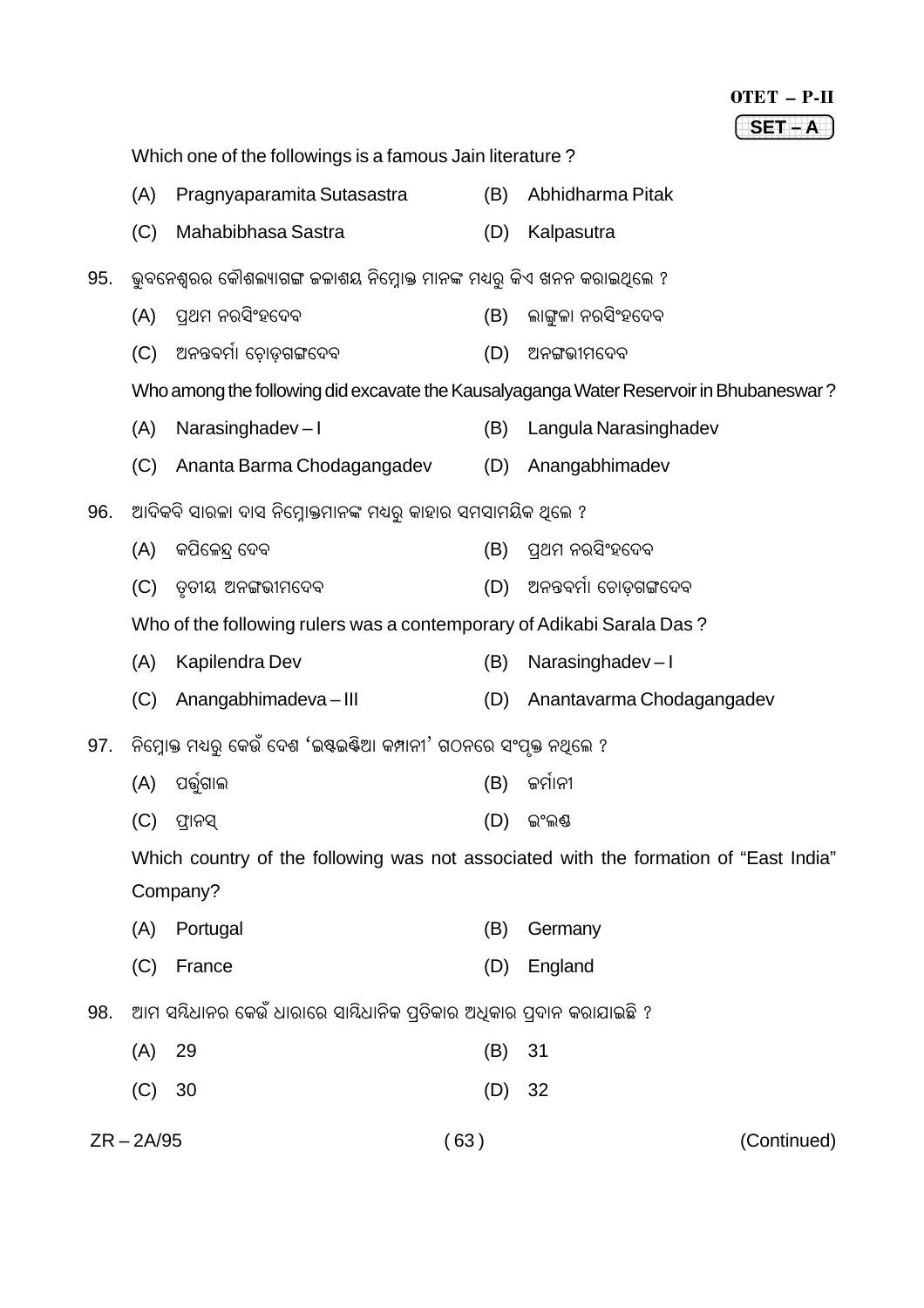Which one of the followings is a famous Jain literature ?

(A) Pragnyaparamita Sutasastra (B) Abhidharma Pitak

(C) Mahabibhasa Sastra (D) Kalpasutra

95. ଭୁବନେଶ୍ୱରର କୌଶଲ୍ୟାଗଙ୍ଗ ଜଳାଶୟ ନିମ୍ନୋକ୍ତ ମାନଙ୍କ ମଧ୍ୟରୁ କିଏ ଖନନ କରାଇଥିଲେ ?

(A) ପ୍ରଥମ ନରସିଂହଦେବ (B) ଲାଙ୍ଗୁଳା ନରସିଂହଦେବ

(C) ଅନନ୍ତବର୍ମା ଚୋଡ଼ଗଙ୍ଗଦେବ (D) ଅନଙ୍ଗଭୀମଦେବ

Who among the following did excavate the Kausalyaganga Water Reservoir in Bhubaneswar ?

(A) Narasinghadev – I (B) Langula Narasinghadev

(C) Ananta Barma Chodagangadev (D) Anangabhimadev

96. ଆଦିକବି ସାରଳା ଦାସ ନିମ୍ନୋକ୍ତମାନଙ୍କ ମଧ୍ୟରୁ କାହାର ସମସାମୟିକ ଥିଲେ ?

(A) କପିଳେନ୍ଦ୍ର ଦେବ (B) ପ୍ରଥମ ନରସିଂହଦେବ

(C) ତୃତୀୟ ଅନଙ୍ଗଭୀମଦେବ (D) ଅନନ୍ତବର୍ମା ଚୋଡ଼ଗଙ୍ଗଦେବ

Who of the following rulers was a contemporary of Adikabi Sarala Das ?

(A) Kapilendra Dev (B) Narasinghadev – I

(C) Anangabhimadeva – III (D) Anantavarma Chodagangadev

97. ନିମ୍ନୋକ୍ତ ମଧ୍ୟରୁ କେଉଁ ଦେଶ 'ଇଷ୍ଟଇଣ୍ଡିଆ କମ୍ପାନୀ' ଗଠନରେ ସଂପୃକ୍ତ ନଥିଲେ ?

(A) ପର୍ତ୍ତୁଗାଲ (B) ଜର୍ମାନୀ

(C) ଫ୍ରାନସ୍ (D) ଇଂଲଣ୍ଡ

Which country of the following was not associated with the formation of "East India" Company?

(A) Portugal (B) Germany

(C) France (D) England

98. ଆମ ସମ୍ବିଧାନର କେଉଁ ଧାରାରେ ସାମ୍ବିଧାନିକ ପ୍ରତିକାର ଅଧିକାର ପ୍ରଦାନ କରାଯାଇଛି ?

(A) 29 (B) 31

(C) 30 (D) 32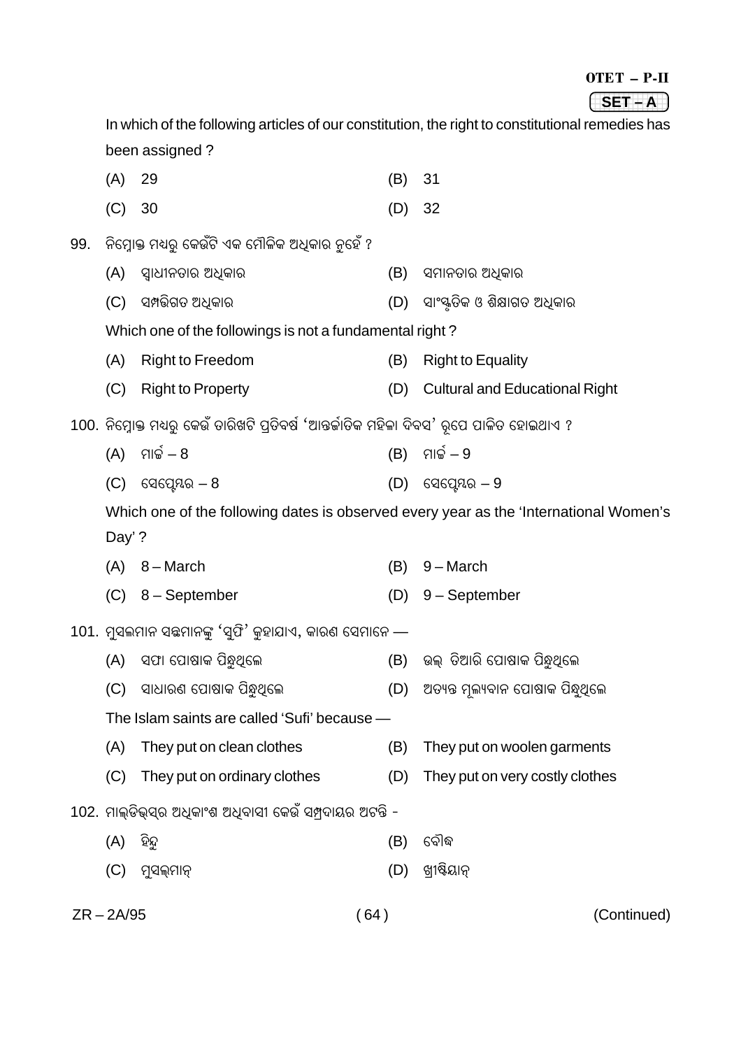In which of the following articles of our constitution, the right to constitutional remedies has been assigned ?

(A) 29 (B) 31

(C) 30 (D) 32

99. ନିମ୍ନୋକ୍ତ ମଧ୍ୟରୁ କେଉଁଟି ଏକ ମୌଳିକ ଅଧିକାର ନୁହେଁ ?

(A) ସ୍ୱାଧୀନତାର ଅଧିକାର (B) ସମାନତାର ଅଧିକାର

(C) ସମ୍ପତ୍ତିଗତ ଅଧିକାର (D) ସାଂସ୍କୃତିକ ଓ ଶିକ୍ଷାଗତ ଅଧିକାର

Which one of the followings is not a fundamental right ?

(A) Right to Freedom (B) Right to Equality

(C) Right to Property (D) Cultural and Educational Right

100. ନିମ୍ନୋକ୍ତ ମଧ୍ୟରୁ କେଉଁ ତାରିଖଟି ପ୍ରତିବର୍ଷ 'ଆନ୍ତର୍ଜାତିକ ମହିଳା ଦିବସ' ରୂପେ ପାଳିତ ହୋଇଥାଏ ?

(A) ମାର୍ଚ୍ଚ – 8 (B) ମାର୍ଚ୍ଚ – 9

(C) ସେପ୍ଟେମ୍ବର – 8 (D) ସେପ୍ଟେମ୍ବର – 9

Which one of the following dates is observed every year as the 'International Women's Day' ?

(A) 8 – March (B) 9 – March

(C) 8 – September (D) 9 – September

101. ମୁସଲମାନ ସନ୍ଥମାନଙ୍କୁ 'ସୁଫି' କୁହାଯାଏ, କାରଣ ସେମାନେ —

(A) ସଫା ପୋଷାକ ପିନ୍ଧୁଥିଲେ (B) ଉଲ୍ ତିଆରି ପୋଷାକ ପିନ୍ଧୁଥିଲେ

(C) ସାଧାରଣ ପୋଷାକ ପିନ୍ଧୁଥିଲେ (D) ଅତ୍ୟନ୍ତ ମୂଲ୍ୟବାନ ପୋଷାକ ପିନ୍ଧୁଥିଲେ

The Islam saints are called 'Sufi' because —

(A) They put on clean clothes (B) They put on woolen garments

(C) They put on ordinary clothes (D) They put on very costly clothes

102. ମାଲ୍‌ଡିଭ୍‌ସ୍‌ର ଅଧିକାଂଶ ଅଧିବାସୀ କେଉଁ ସମ୍ପ୍ରଦାୟର ଅଟନ୍ତି -

(A) ହିନ୍ଦୁ (B) ବୌଦ୍ଧ

(C) ମୁସଲ୍‌ମାନ୍ (D) ଖ୍ରୀଷ୍ଟିୟାନ୍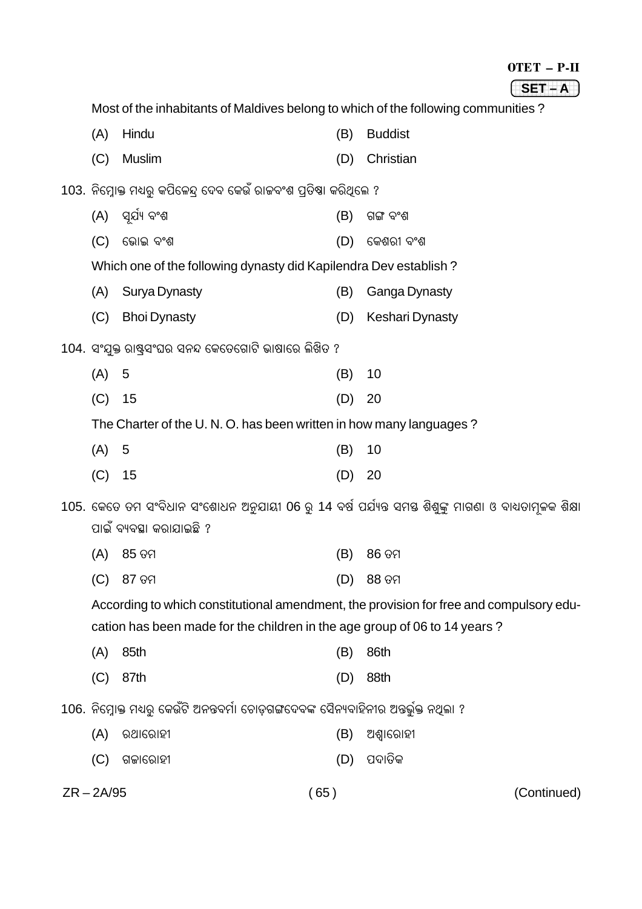Most of the inhabitants of Maldives belong to which of the following communities ?

(A) Hindu (B) Buddist

(C) Muslim (D) Christian

103. ନିମ୍ନୋକ୍ତ ମଧ୍ୟରୁ କପିଳେନ୍ଦ୍ର ଦେବ କେଉଁ ରାଜବଂଶ ପ୍ରତିଷ୍ଠା କରିଥିଲେ ?

(A) ସୂର୍ଯ୍ୟ ବଂଶ (B) ଗଙ୍ଗ ବଂଶ

(C) ଭୋଇ ବଂଶ (D) କେଶରୀ ବଂଶ

Which one of the following dynasty did Kapilendra Dev establish ?

(A) Surya Dynasty (B) Ganga Dynasty

(C) Bhoi Dynasty (D) Keshari Dynasty

104. ସଂଯୁକ୍ତ ରାଷ୍ଟ୍ରସଂଘର ସନନ୍ଦ କେତେଗୋଟି ଭାଷାରେ ଲିଖିତ ?

(A) 5 (B) 10

(C) 15 (D) 20

The Charter of the U. N. O. has been written in how many languages ?

(A) 5 (B) 10

(C) 15 (D) 20

105. କେତେ ତମ ସଂବିଧାନ ସଂଶୋଧନ ଅନୁଯାୟୀ 06 ରୁ 14 ବର୍ଷ ପର୍ଯ୍ୟନ୍ତ ସମସ୍ତ ଶିଶୁଙ୍କୁ ମାଗଣା ଓ ବାଧ୍ୟତାମୂଳକ ଶିକ୍ଷା ପାଇଁ ବ୍ୟବସ୍ଥା କରାଯାଇଛି ?

(A) 85 ତମ (B) 86 ତମ

(C) 87 ତମ (D) 88 ତମ

According to which constitutional amendment, the provision for free and compulsory education has been made for the children in the age group of 06 to 14 years ?

(A) 85th (B) 86th

(C) 87th (D) 88th

106. ନିମ୍ନୋକ୍ତ ମଧ୍ୟରୁ କେଉଁଟି ଅନନ୍ତବର୍ମା ଚୋଡ଼ଗଙ୍ଗଦେବଙ୍କ ସୈନ୍ୟବାହିନୀର ଅନ୍ତର୍ଭୁକ୍ତ ନଥିଲା ?

(A) ରଥାରୋହୀ (B) ଅଶ୍ୱାରୋହୀ

(C) ଗଜାରୋହୀ (D) ପଦାତିକ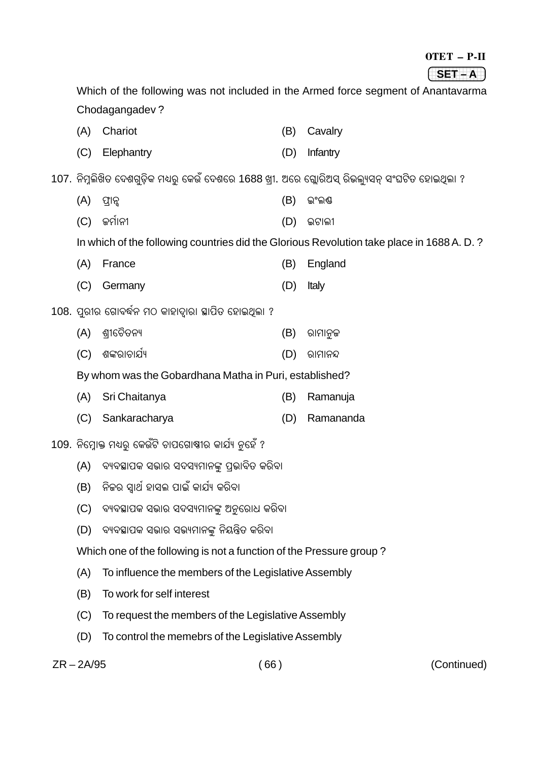Which of the following was not included in the Armed force segment of Anantavarma Chodagangadev ?

(A) Chariot (B) Cavalry

(C) Elephantry (D) Infantry

107. ନିମ୍ନଲିଖିତ ଦେଶଗୁଡ଼ିକ ମଧ୍ୟରୁ କେଉଁ ଦେଶରେ 1688 ଖ୍ରୀ. ଅରେ ଗ୍ଲୋରିଅସ୍ ରିଭଲ୍ୟୁସନ୍ ସଂଘଟିତ ହୋଇଥିଲା ?

(A) ଫ୍ରାନ୍ସ (B) ଇଂଲଣ୍ଡ

(C) ଜର୍ମାନୀ (D) ଇଟାଲୀ

In which of the following countries did the Glorious Revolution take place in 1688 A. D. ?

(A) France (B) England

(C) Germany (D) Italy

108. ପୁରୀର ଗୋବର୍ଦ୍ଧନ ମଠ କାହାଦ୍ୱାରା ସ୍ଥାପିତ ହୋଇଥିଲା ?

(A) ଶ୍ରୀଚୈତନ୍ୟ (B) ରାମାନୁଜ

(C) ଶଙ୍କରାଚାର୍ଯ୍ୟ (D) ରାମାନନ୍ଦ

By whom was the Gobardhana Matha in Puri, established?

(A) Sri Chaitanya (B) Ramanuja

(C) Sankaracharya (D) Ramananda

109. ନିମ୍ନୋକ୍ତ ମଧ୍ୟରୁ କେଉଁଟି ଚାପଗୋଷ୍ଠୀର କାର୍ଯ୍ୟ ନୁହେଁ ?

(A) ବ୍ୟବସ୍ଥାପକ ସଭାର ସଦସ୍ୟମାନଙ୍କୁ ପ୍ରଭାବିତ କରିବା

(B) ନିଜର ସ୍ୱାର୍ଥ ହାସଲ ପାଇଁ କାର୍ଯ୍ୟ କରିବା

(C) ବ୍ୟବସ୍ଥାପକ ସଭାର ସଦସ୍ୟମାନଙ୍କୁ ଅନୁରୋଧ କରିବା

(D) ବ୍ୟବସ୍ଥାପକ ସଭାର ସଭ୍ୟମାନଙ୍କୁ ନିୟନ୍ତ୍ରିତ କରିବା

Which one of the following is not a function of the Pressure group ?

(A) To influence the members of the Legislative Assembly

(B) To work for self interest

(C) To request the members of the Legislative Assembly

(D) To control the memebrs of the Legislative Assembly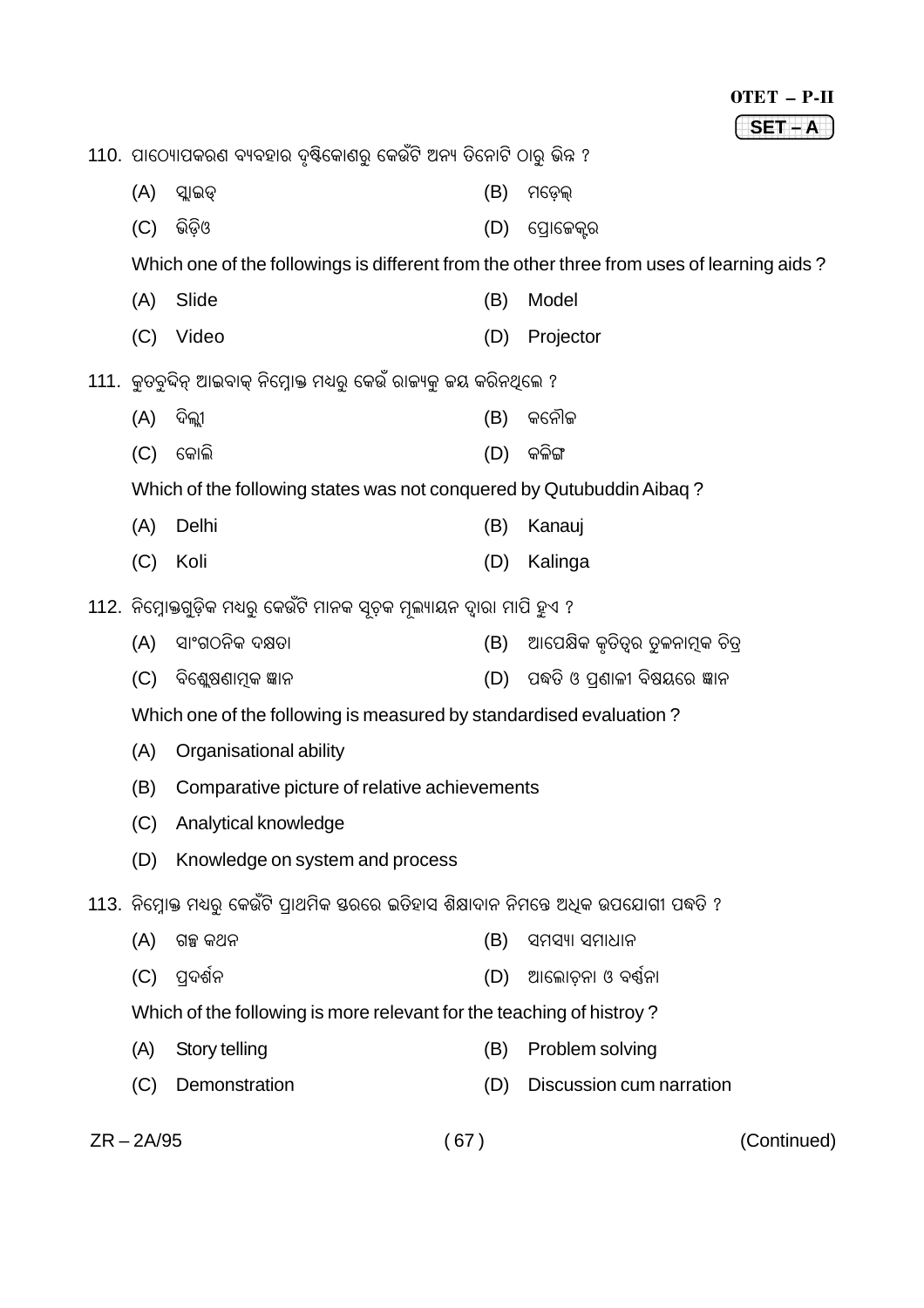110. ପାଠ୍ୟୋପକରଣ ବ୍ୟବହାର ଦୃଷ୍ଟିକୋଣରୁ କେଉଁଟି ଅନ୍ୟ ତିନୋଟି ଠାରୁ ଭିନ୍ନ ?

(A) ସ୍ଲାଇଡ୍ (B) ମଡ଼େଲ୍

(C) ଭିଡ଼ିଓ (D) ପ୍ରୋଜେକ୍ଟର

Which one of the followings is different from the other three from uses of learning aids ?

(A) Slide (B) Model

(C) Video (D) Projector

111. କୁତବୁଦ୍ଦିନ୍ ଆଇବାକ୍ ନିମ୍ନୋକ୍ତ ମଧ୍ୟରୁ କେଉଁ ରାଜ୍ୟକୁ ଜୟ କରିନଥିଲେ ?

(A) ଦିଲ୍ଲୀ (B) କନୌଜ

(C) କୋଲି (D) କଳିଙ୍ଗ

Which of the following states was not conquered by Qutubuddin Aibaq ?

(A) Delhi (B) Kanauj

(C) Koli (D) Kalinga

112. ନିମ୍ନୋକ୍ତଗୁଡ଼ିକ ମଧ୍ୟରୁ କେଉଁଟି ମାନକ ସୂଚକ ମୂଲ୍ୟାୟନ ଦ୍ୱାରା ମାପି ହୁଏ ?

(A) ସାଂଗଠନିକ ଦକ୍ଷତା (B) ଆପେକ୍ଷିକ କୃତିତ୍ୱର ତୁଳନାତ୍ମକ ଚିତ୍ର

(C) ବିଶ୍ଳେଷଣାତ୍ମକ ଜ୍ଞାନ (D) ପଦ୍ଧତି ଓ ପ୍ରଣାଳୀ ବିଷୟରେ ଜ୍ଞାନ

Which one of the following is measured by standardised evaluation ?

(A) Organisational ability

(B) Comparative picture of relative achievements

(C) Analytical knowledge

(D) Knowledge on system and process

113. ନିମ୍ନୋକ୍ତ ମଧ୍ୟରୁ କେଉଁଟି ପ୍ରାଥମିକ ସ୍ତରରେ ଇତିହାସ ଶିକ୍ଷାଦାନ ନିମନ୍ତେ ଅଧିକ ଉପଯୋଗୀ ପଦ୍ଧତି ?

(A) ଗଳ୍ପ କଥନ (B) ସମସ୍ୟା ସମାଧାନ

(C) ପ୍ରଦର୍ଶନ (D) ଆଲୋଚନା ଓ ବର୍ଣ୍ଣନା

Which of the following is more relevant for the teaching of histroy ?

(A) Story telling (B) Problem solving

(C) Demonstration (D) Discussion cum narration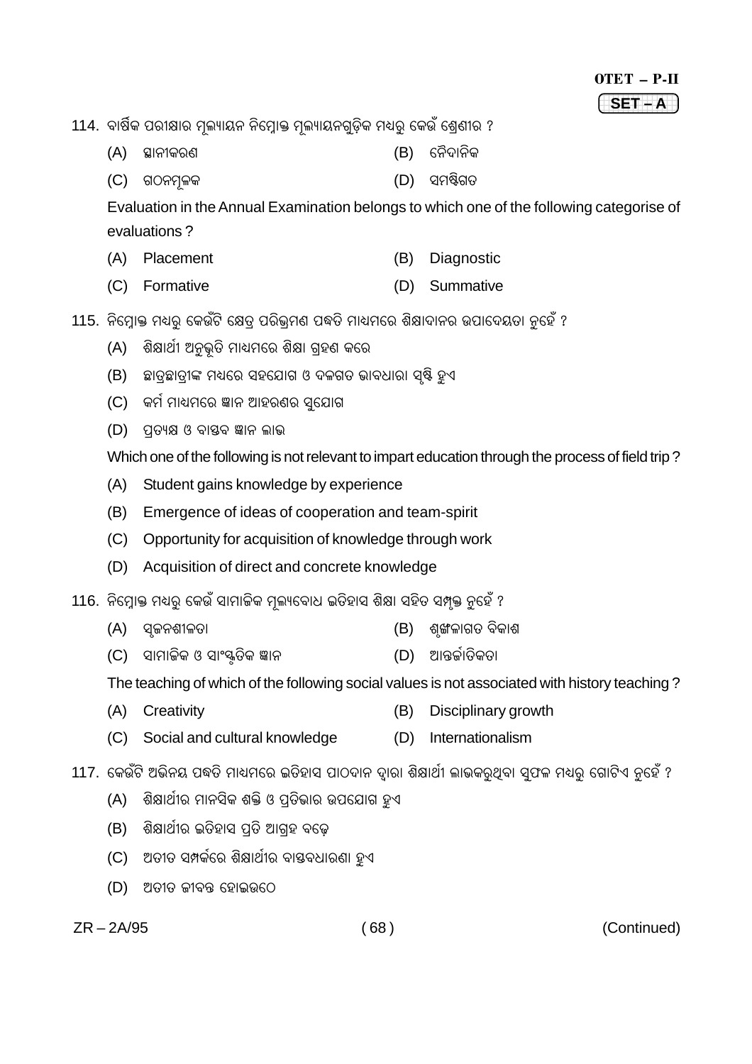114. ବାର୍ଷିକ ପରୀକ୍ଷାର ମୂଲ୍ୟାୟନ ନିମ୍ନୋକ୍ତ ମୂଲ୍ୟାୟନଗୁଡ଼ିକ ମଧ୍ୟରୁ କେଉଁ ଶ୍ରେଣୀର ?

(A) ସ୍ଥାନୀକରଣ (B) ନୈଦାନିକ

(C) ଗଠନମୂଳକ (D) ସମଷ୍ଟିଗତ

Evaluation in the Annual Examination belongs to which one of the following categorise of evaluations ?

(A) Placement (B) Diagnostic

(C) Formative (D) Summative

115. ନିମ୍ନୋକ୍ତ ମଧ୍ୟରୁ କେଉଁଟି କ୍ଷେତ୍ର ପରିଭ୍ରମଣ ପଦ୍ଧତି ମାଧ୍ୟମରେ ଶିକ୍ଷାଦାନର ଉପାଦେୟତା ନୁହେଁ ?

(A) ଶିକ୍ଷାର୍ଥୀ ଅନୁଭୂତି ମାଧ୍ୟମରେ ଶିକ୍ଷା ଗ୍ରହଣ କରେ

(B) ଛାତ୍ରଛାତ୍ରୀଙ୍କ ମଧ୍ୟରେ ସହଯୋଗ ଓ ଦଳଗତ ଭାବଧାରା ସୃଷ୍ଟି ହୁଏ

(C) କର୍ମ ମାଧ୍ୟମରେ ଜ୍ଞାନ ଆହରଣର ସୁଯୋଗ

(D) ପ୍ରତ୍ୟକ୍ଷ ଓ ବାସ୍ତବ ଜ୍ଞାନ ଲାଭ

Which one of the following is not relevant to impart education through the process of field trip ?

(A) Student gains knowledge by experience

(B) Emergence of ideas of cooperation and team-spirit

(C) Opportunity for acquisition of knowledge through work

(D) Acquisition of direct and concrete knowledge

116. ନିମ୍ନୋକ୍ତ ମଧ୍ୟରୁ କେଉଁ ସାମାଜିକ ମୂଲ୍ୟବୋଧ ଇତିହାସ ଶିକ୍ଷା ସହିତ ସମ୍ପୃକ୍ତ ନୁହେଁ ?

(A) ସୃଜନଶୀଳତା (B) ଶୃଙ୍ଖଳାଗତ ବିକାଶ

(C) ସାମାଜିକ ଓ ସାଂସ୍କୃତିକ ଜ୍ଞାନ (D) ଆନ୍ତର୍ଜାତିକତା

The teaching of which of the following social values is not associated with history teaching ?

(A) Creativity (B) Disciplinary growth

(C) Social and cultural knowledge (D) Internationalism

117. କେଉଁଟି ଅଭିନୟ ପଦ୍ଧତି ମାଧ୍ୟମରେ ଇତିହାସ ପାଠଦାନ ଦ୍ୱାରା ଶିକ୍ଷାର୍ଥୀ ଲାଭକରୁଥିବା ସୁଫଳ ମଧ୍ୟରୁ ଗୋଟିଏ ନୁହେଁ ?

(A) ଶିକ୍ଷାର୍ଥୀର ମାନସିକ ଶକ୍ତି ଓ ପ୍ରତିଭାର ଉପଯୋଗ ହୁଏ

(B) ଶିକ୍ଷାର୍ଥୀର ଇତିହାସ ପ୍ରତି ଆଗ୍ରହ ବଢ଼େ

(C) ଅତୀତ ସମ୍ପର୍କରେ ଶିକ୍ଷାର୍ଥୀର ବାସ୍ତବଧାରଣା ହୁଏ

(D) ଅତୀତ ଜୀବନ୍ତ ହୋଇଉଠେ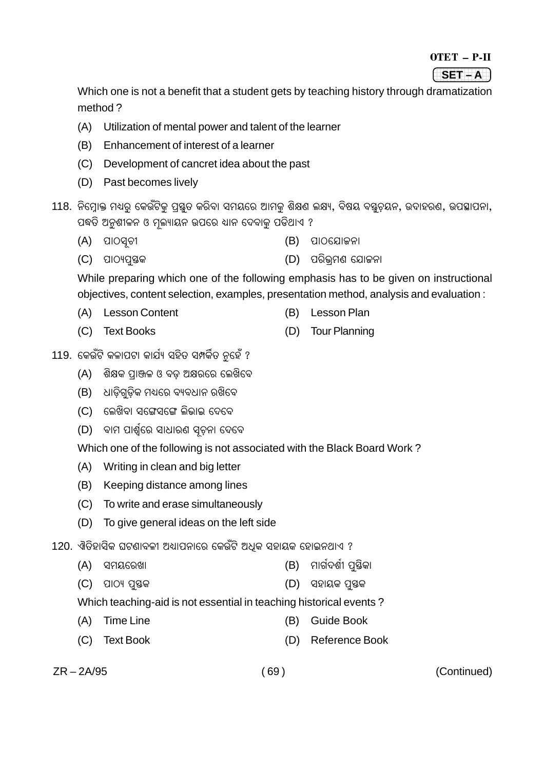Which one is not a benefit that a student gets by teaching history through dramatization method ?

(A) Utilization of mental power and talent of the learner

(B) Enhancement of interest of a learner

(C) Development of cancret idea about the past

(D) Past becomes lively

118. ନିମ୍ନୋକ୍ତ ମଧ୍ୟରୁ କେଉଁଟିକୁ ପ୍ରସ୍ତୁତ କରିବା ସମୟରେ ଆମକୁ ଶିକ୍ଷଣ ଲକ୍ଷ୍ୟ, ବିଷୟ ବସ୍ତୁଚୟନ, ଉଦାହରଣ, ଉପସ୍ଥାପନା, ପଦ୍ଧତି ଅନୁଶୀଳନ ଓ ମୂଲ୍ୟାୟନ ଉପରେ ଧ୍ୟାନ ଦେବାକୁ ପଡିଥାଏ ?

(A) ପାଠସୂଚୀ (B) ପାଠଯୋଜନା

(C) ପାଠ୍ୟପୁସ୍ତକ (D) ପରିଭ୍ରମଣ ଯୋଜନା

While preparing which one of the following emphasis has to be given on instructional objectives, content selection, examples, presentation method, analysis and evaluation :

(A) Lesson Content (B) Lesson Plan

(C) Text Books (D) Tour Planning

119. କେଉଁଟି କଳାପଟା କାର୍ଯ୍ୟ ସହିତ ସମ୍ପର୍କିତ ନୁହେଁ ?

(A) ଶିକ୍ଷକ ପ୍ରାଞ୍ଜଳ ଓ ବଡ଼ ଅକ୍ଷରରେ ଲେଖିବେ

(B) ଧାଡ଼ିଗୁଡ଼ିକ ମଧ୍ୟରେ ବ୍ୟବଧାନ ରଖିବେ

(C) ଲେଖିବା ସଙ୍ଗେସଙ୍ଗେ ଲିଭାଇ ଦେବେ

(D) ବାମ ପାର୍ଶ୍ୱରେ ସାଧାରଣ ସୂଚନା ଦେବେ

Which one of the following is not associated with the Black Board Work ?

(A) Writing in clean and big letter

(B) Keeping distance among lines

(C) To write and erase simultaneously

(D) To give general ideas on the left side

120. ଐତିହାସିକ ଘଟଣାବଳୀ ଅଧ୍ୟାପନାରେ କେଉଁଟି ଅଧିକ ସହାୟକ ହୋଇନଥାଏ ?

(A) ସମୟରେଖା (B) ମାର୍ଗଦର୍ଶୀ ପୁସ୍ତିକା

(C) ପାଠ୍ୟ ପୁସ୍ତକ (D) ସହାୟକ ପୁସ୍ତକ

Which teaching-aid is not essential in teaching historical events ?

(A) Time Line (B) Guide Book

(C) Text Book (D) Reference Book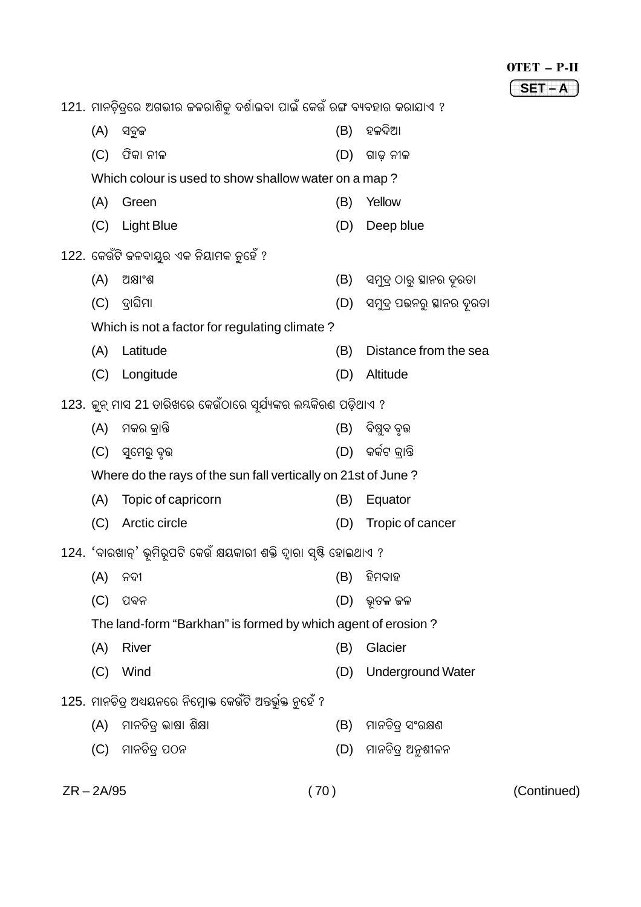121. ମାନଚିତ୍ରରେ ଅଗଭୀର ଜଳରାଶିକୁ ଦର୍ଶାଇବା ପାଇଁ କେଉଁ ରଙ୍ଗ ବ୍ୟବହାର କରାଯାଏ ?

(A) ସବୁଜ (B) ହଳଦିଆ

(C) ଫିକା ନୀଳ (D) ଗାଢ଼ ନୀଳ

Which colour is used to show shallow water on a map ?

(A) Green (B) Yellow

(C) Light Blue (D) Deep blue

122. କେଉଁଟି ଜଳବାୟୁର ଏକ ନିୟାମକ ନୁହେଁ ?

(A) ଅକ୍ଷାଂଶ (B) ସମୁଦ୍ର ଠାରୁ ସ୍ଥାନର ଦୂରତା

(C) ଦ୍ରାଘିମା (D) ସମୁଦ୍ର ପତ୍ତନରୁ ସ୍ଥାନର ଦୂରତା

Which is not a factor for regulating climate ?

(A) Latitude (B) Distance from the sea

(C) Longitude (D) Altitude

123. ଜୁନ୍ ମାସ 21 ତାରିଖରେ କେଉଁଠାରେ ସୂର୍ଯ୍ୟଙ୍କର ଲମ୍ବକିରଣ ପଡ଼ିଥାଏ ?

(A) ମକର କ୍ରାନ୍ତି (B) ବିଷୁବ ବୃତ୍ତ

(C) ସୁମେରୁ ବୃତ୍ତ (D) କର୍କଟ କ୍ରାନ୍ତି

Where do the rays of the sun fall vertically on 21st of June ?

(A) Topic of capricorn (B) Equator

(C) Arctic circle (D) Tropic of cancer

124. 'ବାରଖାନ୍' ଭୂମିରୂପଟି କେଉଁ କ୍ଷୟକାରୀ ଶକ୍ତି ଦ୍ୱାରା ସୃଷ୍ଟି ହୋଇଥାଏ ?

(A) ନଦୀ (B) ହିମବାହ

(C) ପବନ (D) ଭୂତଳ ଜଳ

The land-form "Barkhan" is formed by which agent of erosion ?

(A) River (B) Glacier

(C) Wind (D) Underground Water

125. ମାନଚିତ୍ର ଅଧ୍ୟୟନରେ ନିମ୍ନୋକ୍ତ କେଉଁଟି ଅନ୍ତର୍ଭୁକ୍ତ ନୁହେଁ ?

(A) ମାନଚିତ୍ର ଭାଷା ଶିକ୍ଷା (B) ମାନଚିତ୍ର ସଂରକ୍ଷଣ

(C) ମାନଚିତ୍ର ପଠନ (D) ମାନଚିତ୍ର ଅନୁଶୀଳନ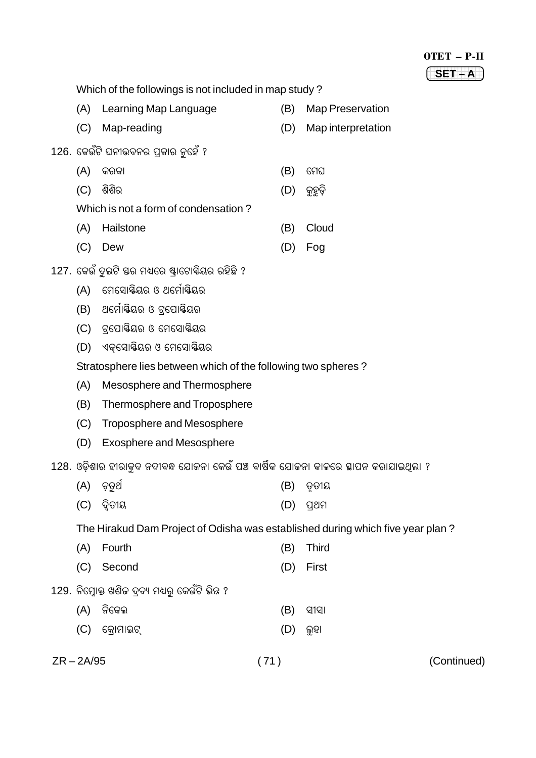Which of the followings is not included in map study ?

(A) Learning Map Language (B) Map Preservation

(C) Map-reading (D) Map interpretation

126. କେଉଁଟି ଘନୀଭବନର ପ୍ରକାର ନୁହେଁ ?

(A) କରକା (B) ମେଘ

(C) ଶିଶିର (D) କୁହୁଡ଼ି

Which is not a form of condensation ?

(A) Hailstone (B) Cloud

(C) Dew (D) Fog

127. କେଉଁ ଦୁଇଟି ସ୍ତର ମଧ୍ୟରେ ଷ୍ଟ୍ରାଟୋସ୍ଫିୟର ରହିଛି ?

(A) ମେସୋସ୍ଫିୟର ଓ ଥର୍ମୋସ୍ଫିୟର

(B) ଥର୍ମୋସ୍ଫିୟର ଓ ଟ୍ରପୋସ୍ଫିୟର

(C) ଟ୍ରପୋସ୍ଫିୟର ଓ ମେସୋସ୍ଫିୟର

(D) ଏକ୍ସୋସ୍ଫିୟର ଓ ମେସୋସ୍ଫିୟର

Stratosphere lies between which of the following two spheres ?

(A) Mesosphere and Thermosphere

(B) Thermosphere and Troposphere

(C) Troposphere and Mesosphere

(D) Exosphere and Mesosphere

128. ଓଡ଼ିଶାର ହୀରାକୁଦ ନଦୀବନ୍ଧ ଯୋଜନା କେଉଁ ପଞ୍ଚ ବାର୍ଷିକ ଯୋଜନା କାଳରେ ସ୍ଥାପନ କରାଯାଇଥିଲା ?

(A) ଚତୁର୍ଥ (B) ତୃତୀୟ

(C) ଦ୍ୱିତୀୟ (D) ପ୍ରଥମ

The Hirakud Dam Project of Odisha was established during which five year plan ?

(A) Fourth (B) Third

(C) Second (D) First

129. ନିମ୍ନୋକ୍ତ ଖଣିଜ ଦ୍ରବ୍ୟ ମଧ୍ୟରୁ କେଉଁଟି ଭିନ୍ନ ?

(A) ନିକେଲ (B) ସୀସା

(C) କ୍ରୋମାଇଟ୍ (D) ଲୁହା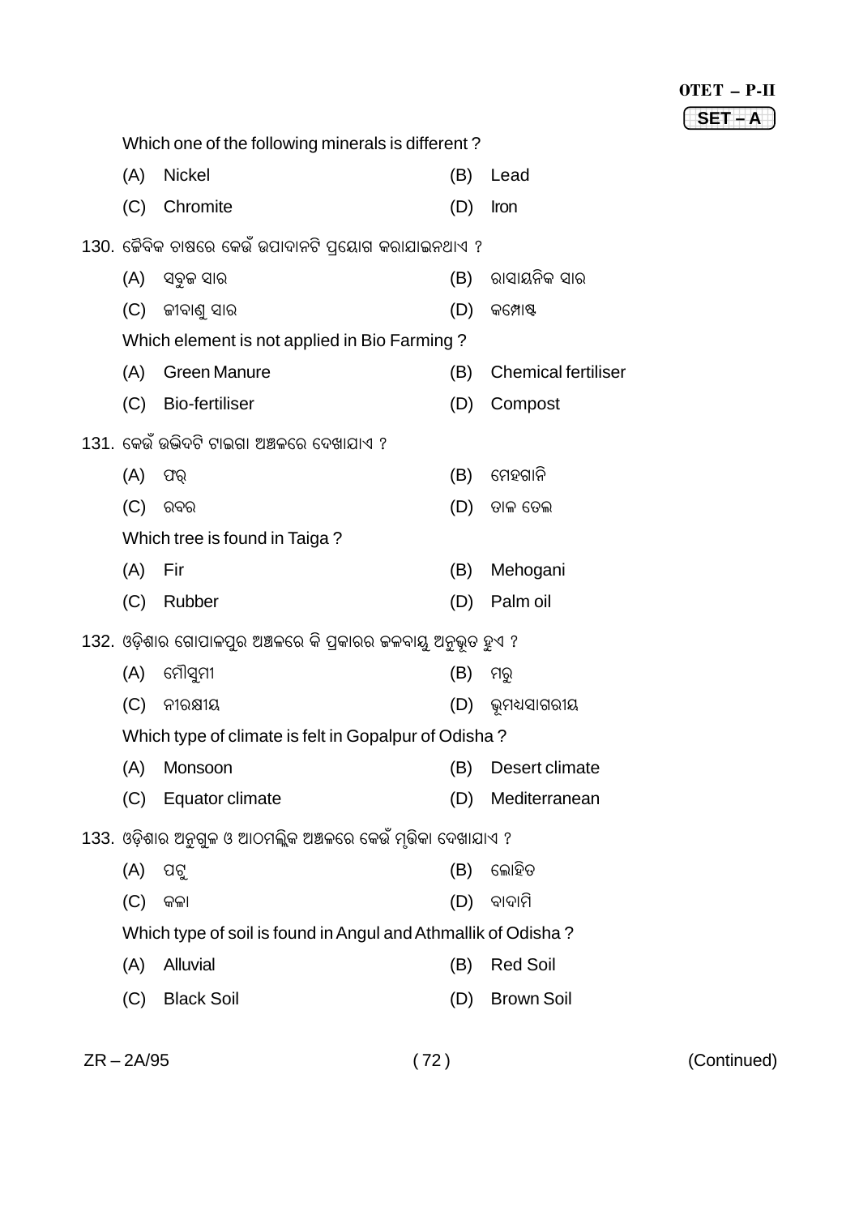Which one of the following minerals is different ?

(A) Nickel (B) Lead

(C) Chromite (D) Iron

130. ଜୈବିକ ଚାଷରେ କେଉଁ ଉପାଦାନଟି ପ୍ରୟୋଗ କରାଯାଇନଥାଏ ?

(A) ସବୁଜ ସାର (B) ରାସାୟନିକ ସାର

(C) ଜୀବାଣୁ ସାର (D) କମ୍ପୋଷ୍ଟ

Which element is not applied in Bio Farming ?

(A) Green Manure (B) Chemical fertiliser

(C) Bio-fertiliser (D) Compost

131. କେଉଁ ଉଦ୍ଭିଦଟି ଟାଇଗା ଅଞ୍ଚଳରେ ଦେଖାଯାଏ ?

(A) ଫର୍ (B) ମେହଗାନି

(C) ରବର (D) ତାଳ ତେଲ

Which tree is found in Taiga ?

(A) Fir (B) Mehogani

(C) Rubber (D) Palm oil

132. ଓଡ଼ିଶାର ଗୋପାଳପୁର ଅଞ୍ଚଳରେ କି ପ୍ରକାରର ଜଳବାୟୁ ଅନୁଭୂତ ହୁଏ ?

(A) ମୌସୁମୀ (B) ମରୁ

(C) ନୀରକ୍ଷୀୟ (D) ଭୂମଧ୍ୟସାଗରୀୟ

Which type of climate is felt in Gopalpur of Odisha ?

(A) Monsoon (B) Desert climate

(C) Equator climate (D) Mediterranean

133. ଓଡ଼ିଶାର ଅନୁଗୁଳ ଓ ଆଠମଲ୍ଲିକ ଅଞ୍ଚଳରେ କେଉଁ ମୃତ୍ତିକା ଦେଖାଯାଏ ?

(A) ପଟୁ (B) ଲୋହିତ

(C) କଳା (D) ବାଦାମି

Which type of soil is found in Angul and Athmallik of Odisha ?

(A) Alluvial (B) Red Soil

(C) Black Soil (D) Brown Soil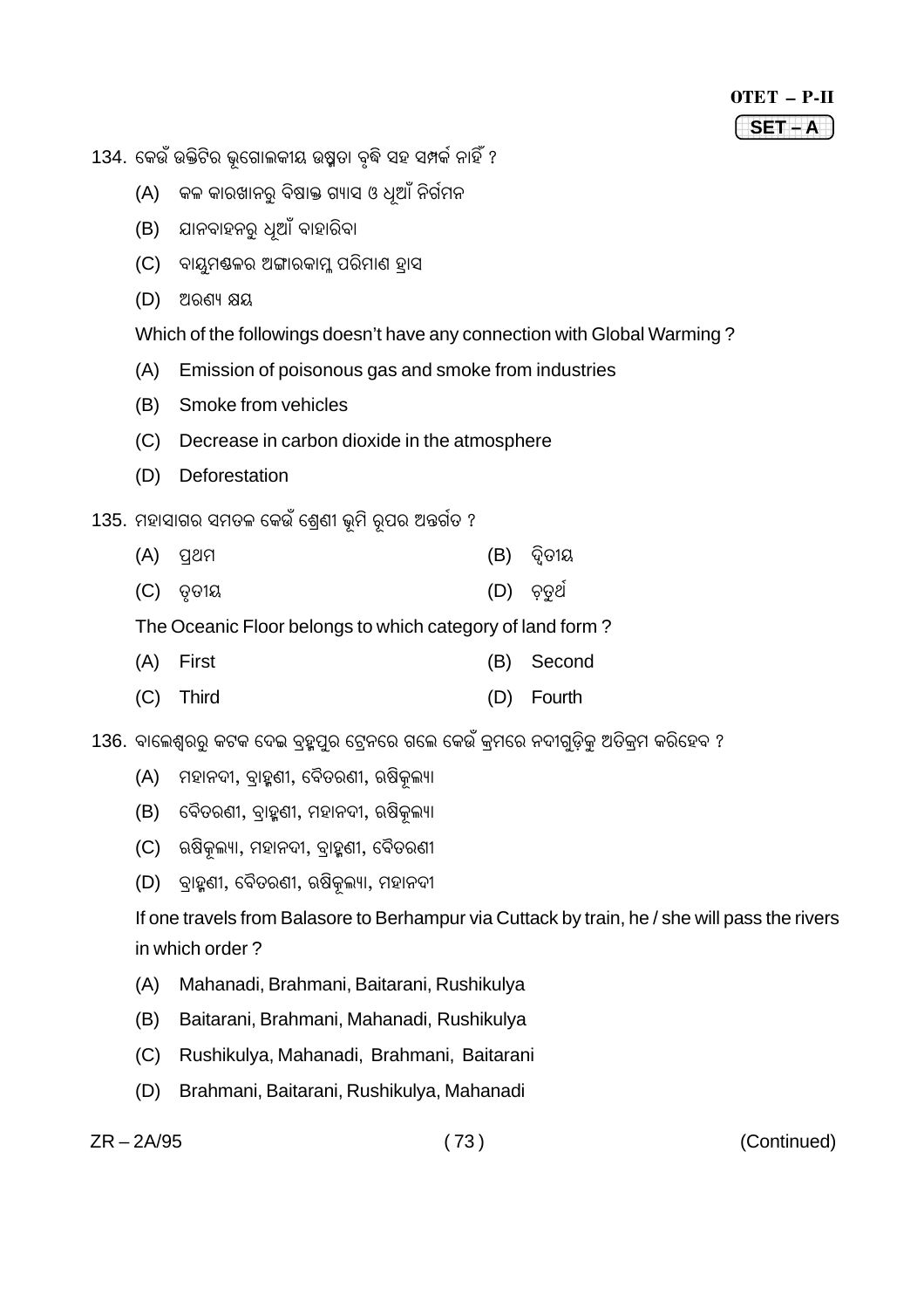134. କେଉଁ ଉକ୍ତିଟିର ଭୂଗୋଳକୀୟ ଉଷ୍ଣତା ବୃଦ୍ଧି ସହ ସମ୍ପର୍କ ନାହିଁ ?

(A) କଳ କାରଖାନାରୁ ବିଷାକ୍ତ ଗ୍ୟାସ ଓ ଧୂଆଁ ନିର୍ଗମନ

(B) ଯାନବାହନରୁ ଧୂଆଁ ବାହାରିବା

(C) ବାୟୁମଣ୍ଡଳର ଅଙ୍ଗାରକାମ୍ଳ ପରିମାଣ ହ୍ରାସ

(D) ଅରଣ୍ୟ କ୍ଷୟ

Which of the followings doesn't have any connection with Global Warming ?

(A) Emission of poisonous gas and smoke from industries

(B) Smoke from vehicles

(C) Decrease in carbon dioxide in the atmosphere

(D) Deforestation

135. ମହାସାଗର ସମତଳ କେଉଁ ଶ୍ରେଣୀ ଭୂମି ରୂପର ଅନ୍ତର୍ଗତ ?

(A) ପ୍ରଥମ (B) ଦ୍ୱିତୀୟ

(C) ତୃତୀୟ (D) ଚତୁର୍ଥ

The Oceanic Floor belongs to which category of land form ?

(A) First (B) Second

(C) Third (D) Fourth

136. ବାଲେଶ୍ୱରରୁ କଟକ ଦେଇ ବ୍ରହ୍ମପୁର ଟ୍ରେନରେ ଗଲେ କେଉଁ କ୍ରମରେ ନଦୀଗୁଡ଼ିକୁ ଅତିକ୍ରମ କରିହେବ ?

(A) ମହାନଦୀ, ବ୍ରାହ୍ମଣୀ, ବୈତରଣୀ, ଋଷିକୂଲ୍ୟା

(B) ବୈତରଣୀ, ବ୍ରାହ୍ମଣୀ, ମହାନଦୀ, ଋଷିକୂଲ୍ୟା

(C) ଋଷିକୂଲ୍ୟା, ମହାନଦୀ, ବ୍ରାହ୍ମଣୀ, ବୈତରଣୀ

(D) ବ୍ରାହ୍ମଣୀ, ବୈତରଣୀ, ଋଷିକୂଲ୍ୟା, ମହାନଦୀ

If one travels from Balasore to Berhampur via Cuttack by train, he / she will pass the rivers in which order ?

(A) Mahanadi, Brahmani, Baitarani, Rushikulya

(B) Baitarani, Brahmani, Mahanadi, Rushikulya

(C) Rushikulya, Mahanadi, Brahmani, Baitarani

(D) Brahmani, Baitarani, Rushikulya, Mahanadi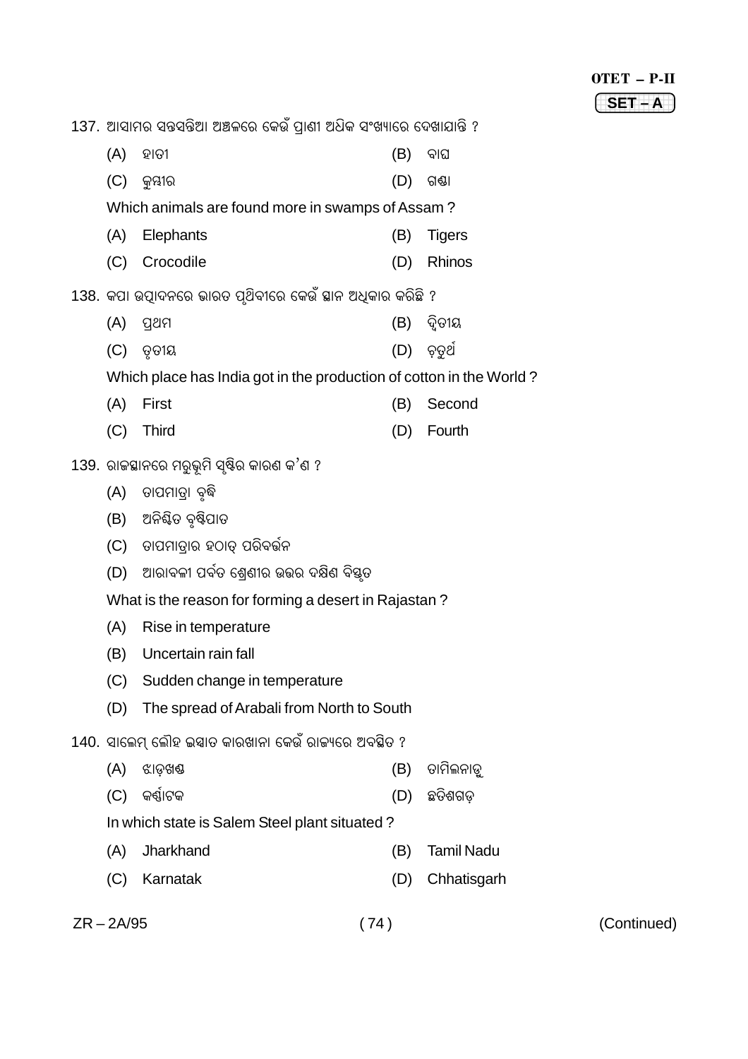137. ଆସାମର ସନ୍ତସନ୍ତିଆ ଅଞ୍ଚଳରେ କେଉଁ ପ୍ରାଣୀ ଅଧିକ ସଂଖ୍ୟାରେ ଦେଖାଯାନ୍ତି ?

(A) ହାତୀ (B) ବାଘ

(C) କୁମ୍ଭୀର (D) ଗଣ୍ଡା

Which animals are found more in swamps of Assam ?

(A) Elephants (B) Tigers

(C) Crocodile (D) Rhinos

138. କପା ଉତ୍ପାଦନରେ ଭାରତ ପୃଥିବୀରେ କେଉଁ ସ୍ଥାନ ଅଧିକାର କରିଛି ?

(A) ପ୍ରଥମ (B) ଦ୍ୱିତୀୟ

(C) ତୃତୀୟ (D) ଚତୁର୍ଥ

Which place has India got in the production of cotton in the World ?

(A) First (B) Second

(C) Third (D) Fourth

139. ରାଜସ୍ଥାନରେ ମରୁଭୂମି ସୃଷ୍ଟିର କାରଣ କ'ଣ ?

(A) ତାପମାତ୍ରା ବୃଦ୍ଧି

(B) ଅନିଶ୍ଚିତ ବୃଷ୍ଟିପାତ

(C) ତାପମାତ୍ରାର ହଠାତ୍ ପରିବର୍ତ୍ତନ

(D) ଆରାବଳୀ ପର୍ବତ ଶ୍ରେଣୀର ଉତ୍ତର ଦକ୍ଷିଣ ବିସ୍ତୃତ

What is the reason for forming a desert in Rajastan ?

(A) Rise in temperature

(B) Uncertain rain fall

(C) Sudden change in temperature

(D) The spread of Arabali from North to South

140. ସାଲେମ୍ ଲୌହ ଇସ୍ପାତ କାରଖାନା କେଉଁ ରାଜ୍ୟରେ ଅବସ୍ଥିତ ?

(A) ଝାଡ଼ଖଣ୍ଡ (B) ତାମିଲନାଡୁ

(C) କର୍ଣ୍ଣାଟକ (D) ଛତିଶଗଡ଼

In which state is Salem Steel plant situated ?

(A) Jharkhand (B) Tamil Nadu

(C) Karnatak (D) Chhatisgarh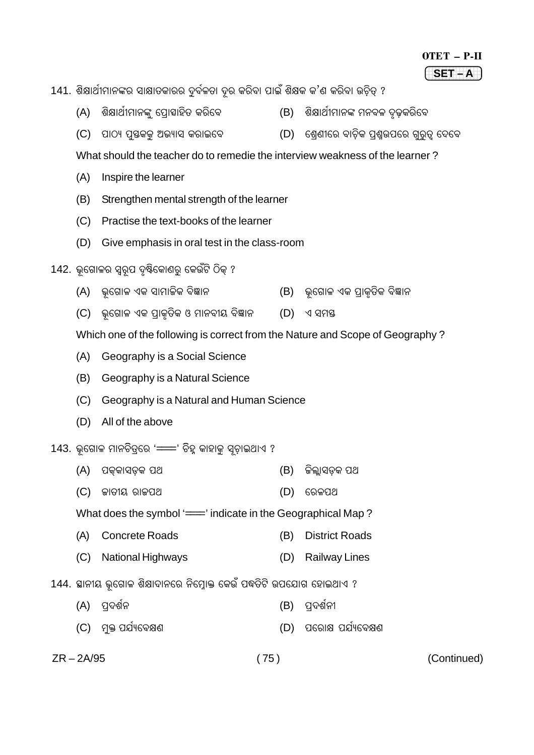141. ଶିକ୍ଷାର୍ଥୀମାନଙ୍କର ସାକ୍ଷାତକାରର ଦୁର୍ବଳତା ଦୂର କରିବା ପାଇଁ ଶିକ୍ଷକ କ'ଣ କରିବା ଉଚିତ୍ ?

(A) ଶିକ୍ଷାର୍ଥୀମାନଙ୍କୁ ପ୍ରୋତ୍ସାହିତ କରିବେ  (B) ଶିକ୍ଷାର୍ଥୀମାନଙ୍କ ମନବଳ ଦୃଢ଼କରିବେ

(C) ପାଠ୍ୟ ପୁସ୍ତକକୁ ଅଭ୍ୟାସ କରାଇବେ  (D) ଶ୍ରେଣୀରେ ବାଚିକ ପ୍ରଶ୍ନଉପରେ ଗୁରୁତ୍ୱ ଦେବେ

What should the teacher do to remedie the interview weakness of the learner ?

(A) Inspire the learner

(B) Strengthen mental strength of the learner

(C) Practise the text-books of the learner

(D) Give emphasis in oral test in the class-room

142. ଭୂଗୋଳର ସ୍ୱରୂପ ଦୃଷ୍ଟିକୋଣରୁ କେଉଁଟି ଠିକ୍ ?

(A) ଭୂଗୋଳ ଏକ ସାମାଜିକ ବିଜ୍ଞାନ  (B) ଭୂଗୋଳ ଏକ ପ୍ରାକୃତିକ ବିଜ୍ଞାନ

(C) ଭୂଗୋଳ ଏକ ପ୍ରାକୃତିକ ଓ ମାନବୀୟ ବିଜ୍ଞାନ  (D) ଏ ସମସ୍ତ

Which one of the following is correct from the Nature and Scope of Geography ?

(A) Geography is a Social Science

(B) Geography is a Natural Science

(C) Geography is a Natural and Human Science

(D) All of the above

143. ଭୂଗୋଳ ମାନଚିତ୍ରରେ '═══' ଚିହ୍ନ କାହାକୁ ସୂଚାଇଥାଏ ?

(A) ପକ୍କାସଡ଼କ ପଥ  (B) ଜିଲ୍ଲାସଡ଼କ ପଥ

(C) ଜାତୀୟ ରାଜପଥ  (D) ରେଳପଥ

What does the symbol '═══' indicate in the Geographical Map ?

(A) Concrete Roads  (B) District Roads

(C) National Highways  (D) Railway Lines

144. ସ୍ଥାନୀୟ ଭୂଗୋଳ ଶିକ୍ଷାଦାନରେ ନିମ୍ନୋକ୍ତ କେଉଁ ପଦ୍ଧତିଟି ଉପଯୋଗ ହୋଇଥାଏ ?

(A) ପ୍ରଦର୍ଶନ  (B) ପ୍ରଦର୍ଶନୀ

(C) ମୁକ୍ତ ପର୍ଯ୍ୟବେକ୍ଷଣ  (D) ପରୋକ୍ଷ ପର୍ଯ୍ୟବେକ୍ଷଣ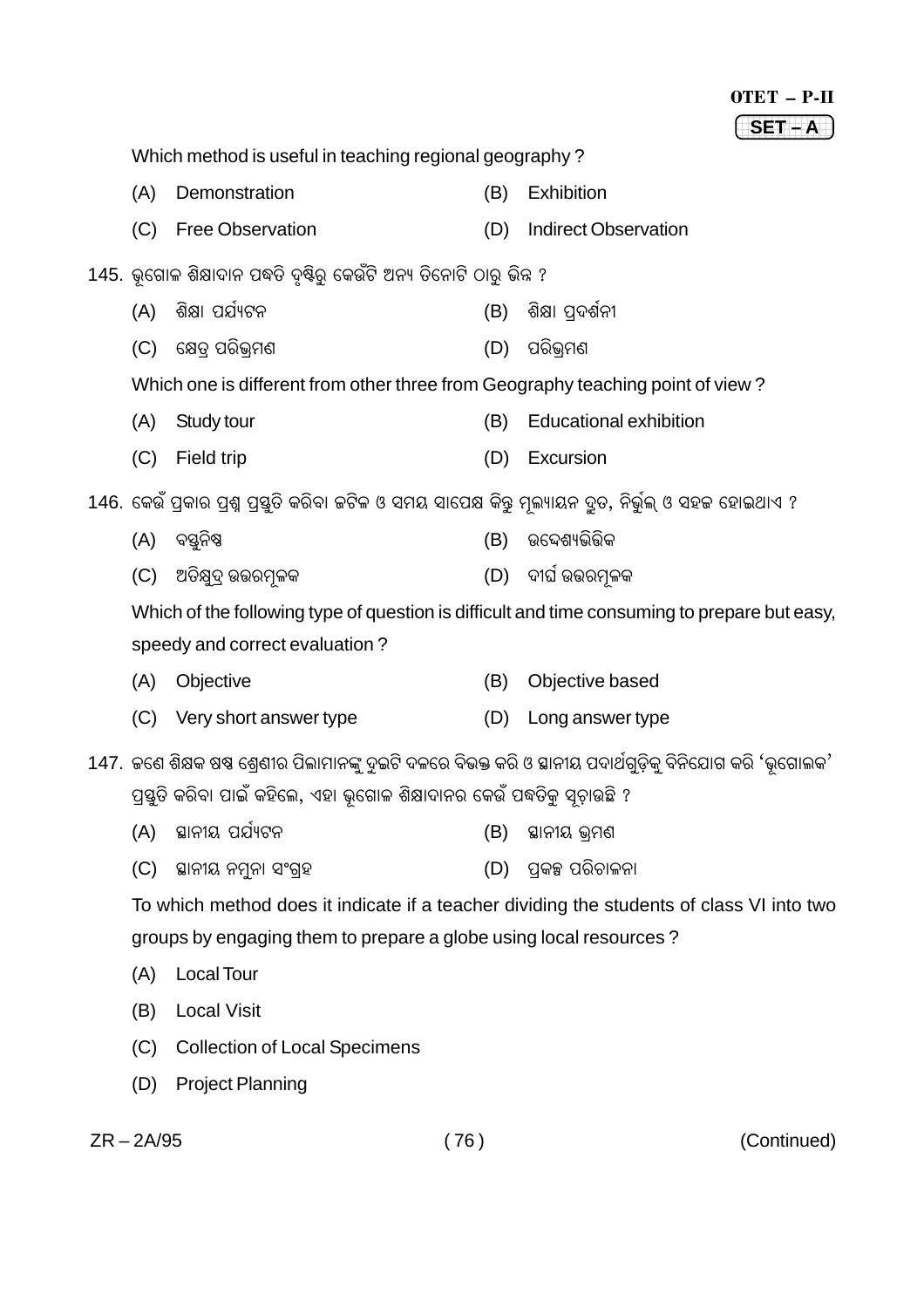Which method is useful in teaching regional geography ?

(A) Demonstration (B) Exhibition

(C) Free Observation (D) Indirect Observation

145. ଭୂଗୋଳ ଶିକ୍ଷାଦାନ ପଦ୍ଧତି ଦୃଷ୍ଟିରୁ କେଉଁଟି ଅନ୍ୟ ତିନୋଟି ଠାରୁ ଭିନ୍ନ ?

(A) ଶିକ୍ଷା ପର୍ଯ୍ୟଟନ (B) ଶିକ୍ଷା ପ୍ରଦର୍ଶନୀ

(C) କ୍ଷେତ୍ର ପରିଭ୍ରମଣ (D) ପରିଭ୍ରମଣ

Which one is different from other three from Geography teaching point of view ?

(A) Study tour (B) Educational exhibition

(C) Field trip (D) Excursion

146. କେଉଁ ପ୍ରକାର ପ୍ରଶ୍ନ ପ୍ରସ୍ତୁତି କରିବା ଜଟିଳ ଓ ସମୟ ସାପେକ୍ଷ କିନ୍ତୁ ମୂଲ୍ୟାୟନ ଦ୍ରୁତ, ନିର୍ଭୁଲ୍ ଓ ସହଜ ହୋଇଥାଏ ?

(A) ବସ୍ତୁନିଷ୍ଠ (B) ଉଦ୍ଦେଶ୍ୟଭିତ୍ତିକ

(C) ଅତିକ୍ଷୁଦ୍ର ଉତ୍ତରମୂଳକ (D) ଦୀର୍ଘ ଉତ୍ତରମୂଳକ

Which of the following type of question is difficult and time consuming to prepare but easy, speedy and correct evaluation ?

(A) Objective (B) Objective based

(C) Very short answer type (D) Long answer type

147. ଜଣେ ଶିକ୍ଷକ ଷଷ୍ଠ ଶ୍ରେଣୀର ପିଲାମାନଙ୍କୁ ଦୁଇଟି ଦଳରେ ବିଭକ୍ତ କରି ଓ ସ୍ଥାନୀୟ ପଦାର୍ଥଗୁଡ଼ିକୁ ବିନିଯୋଗ କରି 'ଭୂଗୋଲକ' ପ୍ରସ୍ତୁତି କରିବା ପାଇଁ କହିଲେ, ଏହା ଭୂଗୋଳ ଶିକ୍ଷାଦାନର କେଉଁ ପଦ୍ଧତିକୁ ସୂଚାଉଛି ?

(A) ସ୍ଥାନୀୟ ପର୍ଯ୍ୟଟନ (B) ସ୍ଥାନୀୟ ଭ୍ରମଣ

(C) ସ୍ଥାନୀୟ ନମୁନା ସଂଗ୍ରହ (D) ପ୍ରକଳ୍ପ ପରିଚାଳନା

To which method does it indicate if a teacher dividing the students of class VI into two groups by engaging them to prepare a globe using local resources ?

(A) Local Tour

(B) Local Visit

(C) Collection of Local Specimens

(D) Project Planning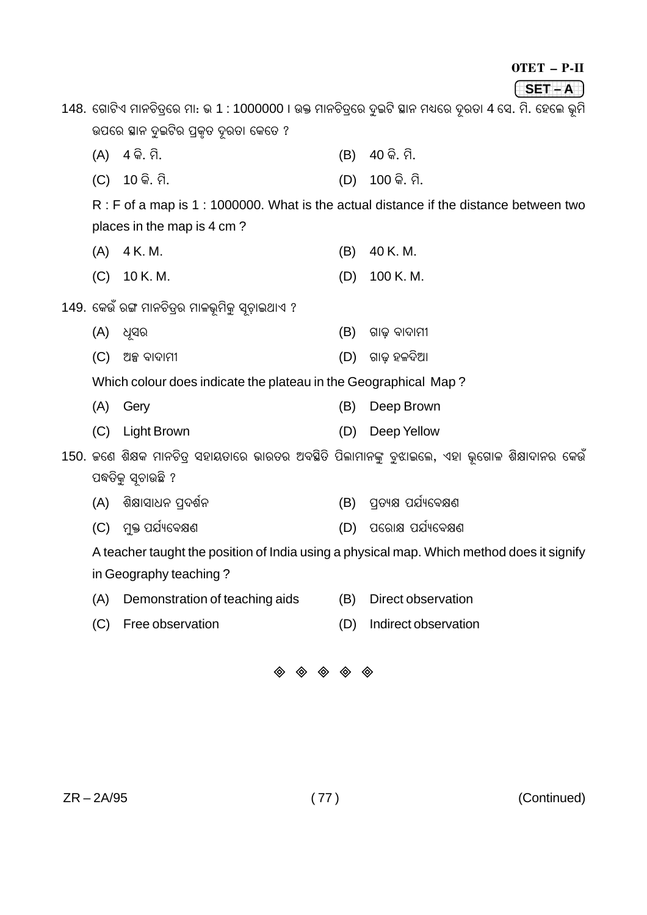148. ଗୋଟିଏ ମାନଚିତ୍ରରେ ମା: ଭ 1 : 1000000 । ଉକ୍ତ ମାନଚିତ୍ରରେ ଦୁଇଟି ସ୍ଥାନ ମଧ୍ୟରେ ଦୂରତା 4 ସେ. ମି. ହେଲେ ଭୂମି ଉପରେ ସ୍ଥାନ ଦୁଇଟିର ପ୍ରକୃତ ଦୂରତା କେତେ ?

(A) 4 କି. ମି.
(B) 40 କି. ମି.
(C) 10 କି. ମି.
(D) 100 କି. ମି.

R : F of a map is 1 : 1000000. What is the actual distance if the distance between two places in the map is 4 cm ?

(A) 4 K. M.
(B) 40 K. M.
(C) 10 K. M.
(D) 100 K. M.

149. କେଉଁ ରଙ୍ଗ ମାନଚିତ୍ର ମାଳଭୂମିକୁ ସୂଚାଇଥାଏ ?

(A) ଧୂସର
(B) ଗାଢ଼ ବାଦାମୀ
(C) ଅଳ୍ପ ବାଦାମୀ
(D) ଗାଢ଼ ହଳଦିଆ

Which colour does indicate the plateau in the Geographical Map ?

(A) Gery
(B) Deep Brown
(C) Light Brown
(D) Deep Yellow

150. ଜଣେ ଶିକ୍ଷକ ମାନଚିତ୍ର ସହାୟତାରେ ଭାରତର ଅବସ୍ଥିତି ପିଲାମାନଙ୍କୁ ବୁଝାଇଲେ, ଏହା ଭୂଗୋଳ ଶିକ୍ଷାଦାନର କେଉଁ ପଦ୍ଧତିକୁ ସୂଚାଉଛି ?

(A) ଶିକ୍ଷାସାଧନ ପ୍ରଦର୍ଶନ
(B) ପ୍ରତ୍ୟକ୍ଷ ପର୍ଯ୍ୟବେକ୍ଷଣ
(C) ମୁକ୍ତ ପର୍ଯ୍ୟବେକ୍ଷଣ
(D) ପରୋକ୍ଷ ପର୍ଯ୍ୟବେକ୍ଷଣ

A teacher taught the position of India using a physical map. Which method does it signify in Geography teaching ?

(A) Demonstration of teaching aids
(B) Direct observation
(C) Free observation
(D) Indirect observation

◈ ◈ ◈ ◈ ◈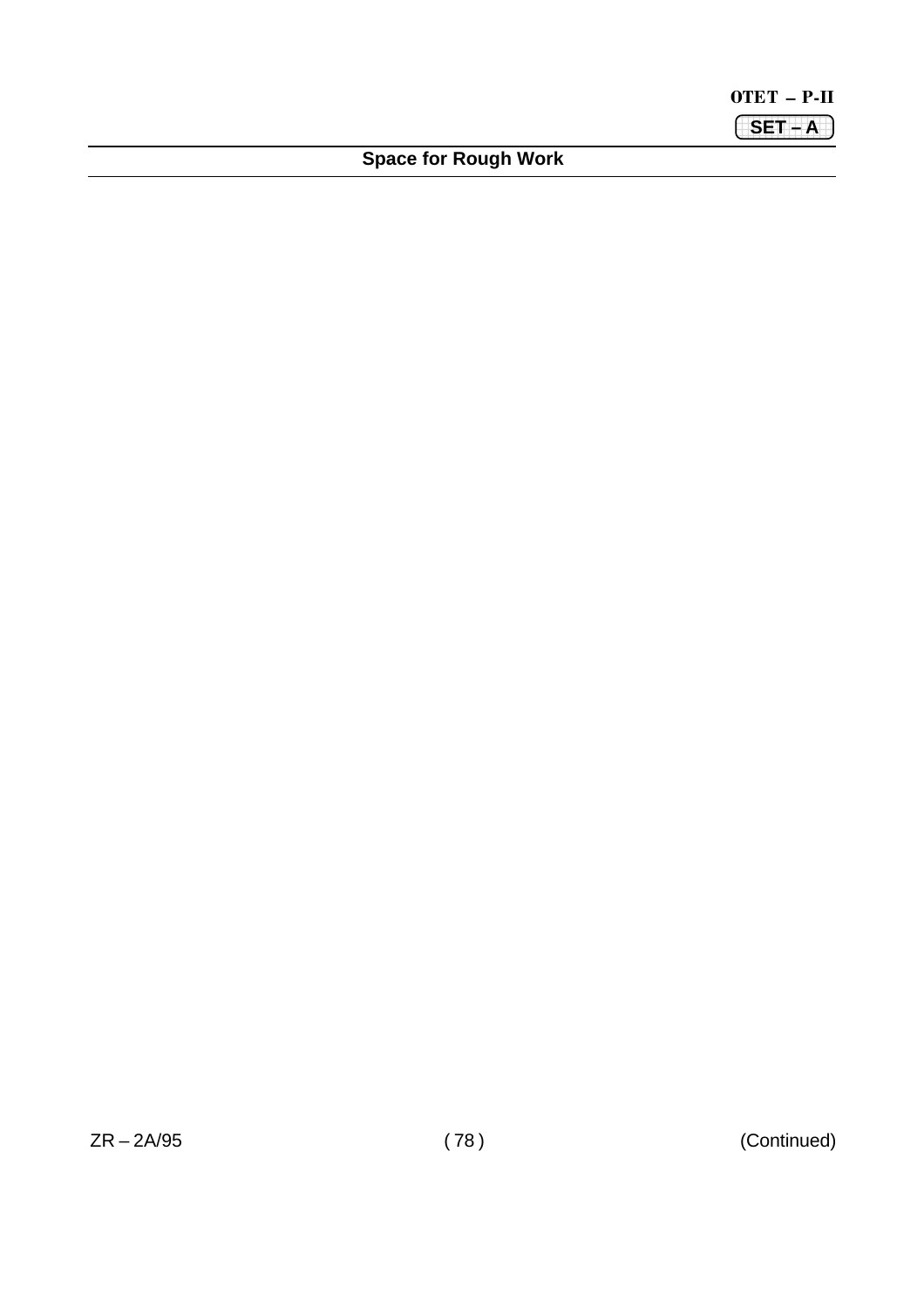**Space for Rough Work**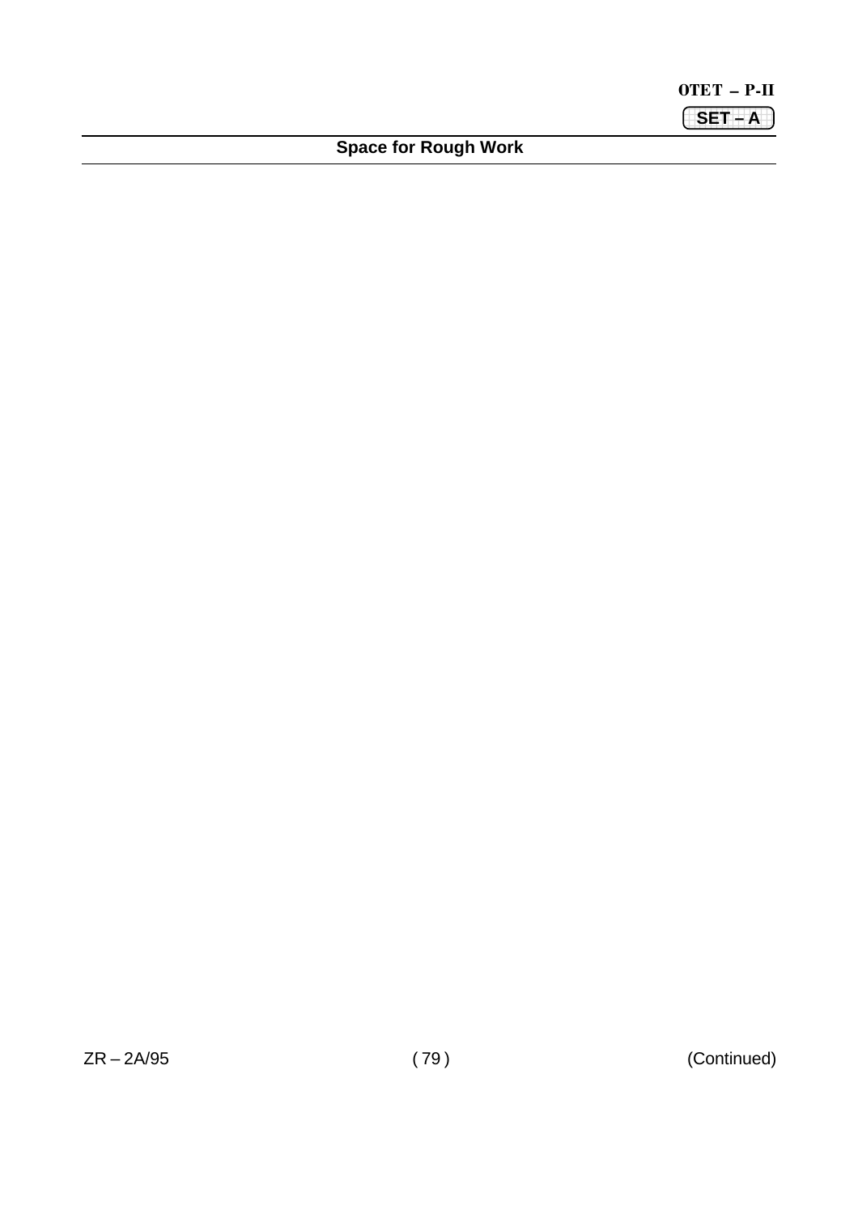**Space for Rough Work**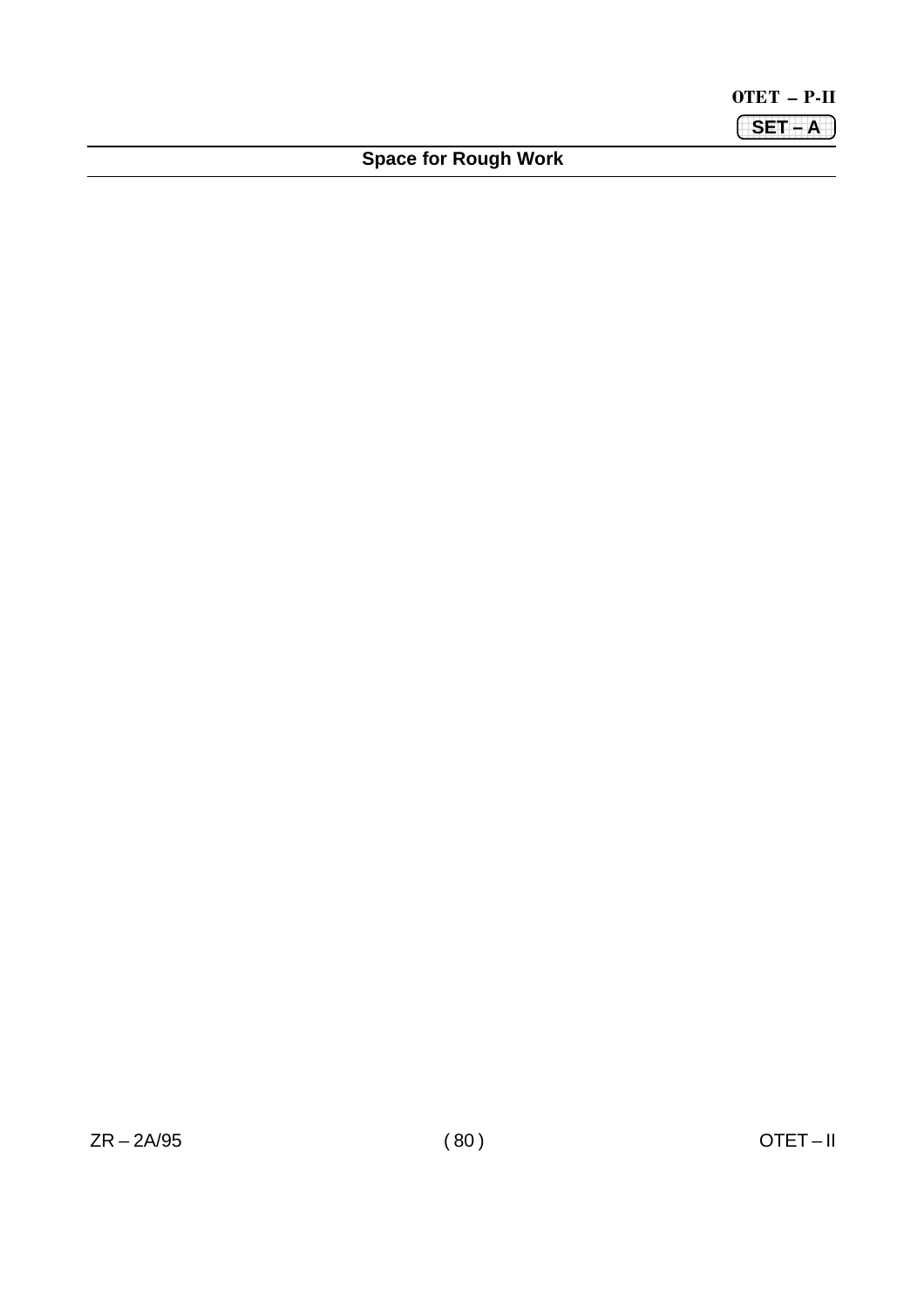## Space for Rough Work